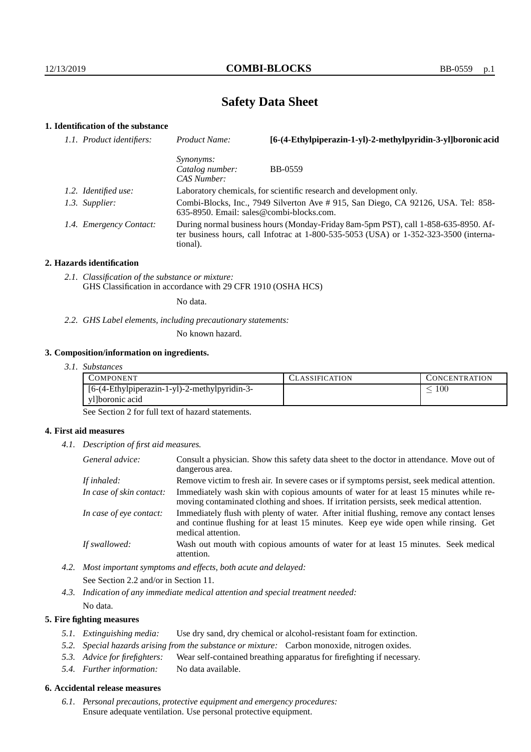# Safety Data Sheet

## 1. Identification of the substance

| 1.1. Product identifiers: | Product Name: | [6-(4-Ethylpiperazin-1-yl)-2-methylpyridin-3-yl]boronic acid |
|---|---|---|
| | *Synonyms:* | |
| | *Catalog number:* | BB-0559 |
| | *CAS Number:* | |

*1.2. Identified use:* Laboratory chemicals, for scientific research and development only.

*1.3. Supplier:* Combi-Blocks, Inc., 7949 Silverton Ave # 915, San Diego, CA 92126, USA. Tel: 858-635-8950. Email: sales@combi-blocks.com.

*1.4. Emergency Contact:* During normal business hours (Monday-Friday 8am-5pm PST), call 1-858-635-8950. After business hours, call Infotrac at 1-800-535-5053 (USA) or 1-352-323-3500 (international).

## 2. Hazards identification

*2.1. Classification of the substance or mixture:*
GHS Classification in accordance with 29 CFR 1910 (OSHA HCS)

No data.

*2.2. GHS Label elements, including precautionary statements:*

No known hazard.

## 3. Composition/information on ingredients.

*3.1. Substances*

| COMPONENT | CLASSIFICATION | CONCENTRATION |
|---|---|---|
| [6-(4-Ethylpiperazin-1-yl)-2-methylpyridin-3-yl]boronic acid | | $\leq 100$ |

See Section 2 for full text of hazard statements.

## 4. First aid measures

*4.1. Description of first aid measures.*

*General advice:* Consult a physician. Show this safety data sheet to the doctor in attendance. Move out of dangerous area.

*If inhaled:* Remove victim to fresh air. In severe cases or if symptoms persist, seek medical attention.

*In case of skin contact:* Immediately wash skin with copious amounts of water for at least 15 minutes while removing contaminated clothing and shoes. If irritation persists, seek medical attention.

*In case of eye contact:* Immediately flush with plenty of water. After initial flushing, remove any contact lenses and continue flushing for at least 15 minutes. Keep eye wide open while rinsing. Get medical attention.

*If swallowed:* Wash out mouth with copious amounts of water for at least 15 minutes. Seek medical attention.

*4.2. Most important symptoms and effects, both acute and delayed:*

See Section 2.2 and/or in Section 11.

*4.3. Indication of any immediate medical attention and special treatment needed:*

No data.

## 5. Fire fighting measures

*5.1. Extinguishing media:* Use dry sand, dry chemical or alcohol-resistant foam for extinction.

*5.2. Special hazards arising from the substance or mixture:* Carbon monoxide, nitrogen oxides.

*5.3. Advice for firefighters:* Wear self-contained breathing apparatus for firefighting if necessary.

*5.4. Further information:* No data available.

## 6. Accidental release measures

*6.1. Personal precautions, protective equipment and emergency procedures:*
Ensure adequate ventilation. Use personal protective equipment.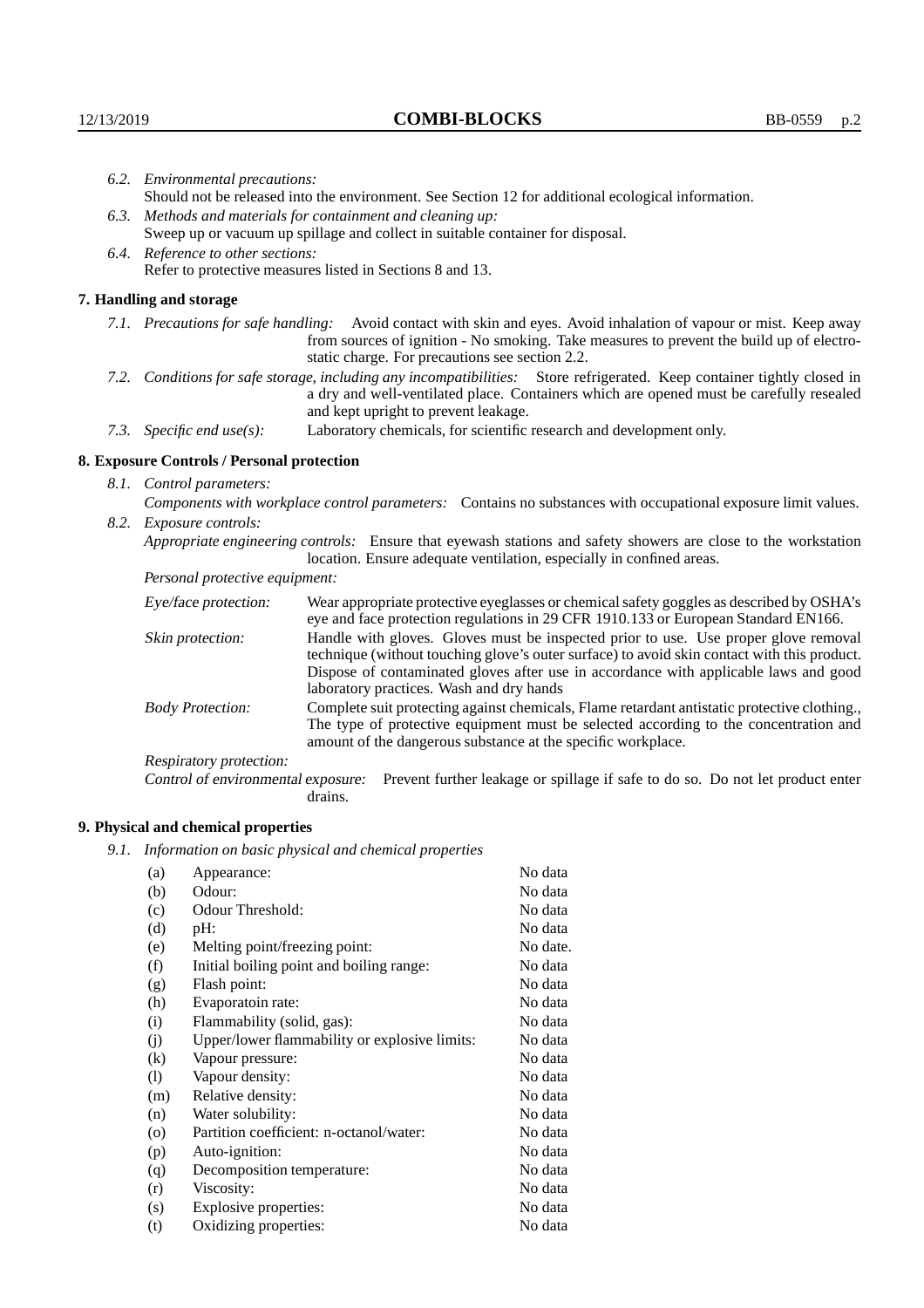*6.2. Environmental precautions:*
Should not be released into the environment. See Section 12 for additional ecological information.

*6.3. Methods and materials for containment and cleaning up:*
Sweep up or vacuum up spillage and collect in suitable container for disposal.

*6.4. Reference to other sections:*
Refer to protective measures listed in Sections 8 and 13.

## 7. Handling and storage

*7.1. Precautions for safe handling:* Avoid contact with skin and eyes. Avoid inhalation of vapour or mist. Keep away from sources of ignition - No smoking. Take measures to prevent the build up of electrostatic charge. For precautions see section 2.2.

*7.2. Conditions for safe storage, including any incompatibilities:* Store refrigerated. Keep container tightly closed in a dry and well-ventilated place. Containers which are opened must be carefully resealed and kept upright to prevent leakage.

*7.3. Specific end use(s):* Laboratory chemicals, for scientific research and development only.

## 8. Exposure Controls / Personal protection

*8.1. Control parameters:*
*Components with workplace control parameters:* Contains no substances with occupational exposure limit values.

*8.2. Exposure controls:*
*Appropriate engineering controls:* Ensure that eyewash stations and safety showers are close to the workstation location. Ensure adequate ventilation, especially in confined areas.

*Personal protective equipment:*

*Eye/face protection:* Wear appropriate protective eyeglasses or chemical safety goggles as described by OSHA's eye and face protection regulations in 29 CFR 1910.133 or European Standard EN166.

*Skin protection:* Handle with gloves. Gloves must be inspected prior to use. Use proper glove removal technique (without touching glove's outer surface) to avoid skin contact with this product. Dispose of contaminated gloves after use in accordance with applicable laws and good laboratory practices. Wash and dry hands

*Body Protection:* Complete suit protecting against chemicals, Flame retardant antistatic protective clothing., The type of protective equipment must be selected according to the concentration and amount of the dangerous substance at the specific workplace.

*Respiratory protection:*

*Control of environmental exposure:* Prevent further leakage or spillage if safe to do so. Do not let product enter drains.

## 9. Physical and chemical properties

*9.1. Information on basic physical and chemical properties*

| | | |
|---|---|---|
| (a) | Appearance: | No data |
| (b) | Odour: | No data |
| (c) | Odour Threshold: | No data |
| (d) | pH: | No data |
| (e) | Melting point/freezing point: | No date. |
| (f) | Initial boiling point and boiling range: | No data |
| (g) | Flash point: | No data |
| (h) | Evaporatoin rate: | No data |
| (i) | Flammability (solid, gas): | No data |
| (j) | Upper/lower flammability or explosive limits: | No data |
| (k) | Vapour pressure: | No data |
| (l) | Vapour density: | No data |
| (m) | Relative density: | No data |
| (n) | Water solubility: | No data |
| (o) | Partition coefficient: n-octanol/water: | No data |
| (p) | Auto-ignition: | No data |
| (q) | Decomposition temperature: | No data |
| (r) | Viscosity: | No data |
| (s) | Explosive properties: | No data |
| (t) | Oxidizing properties: | No data |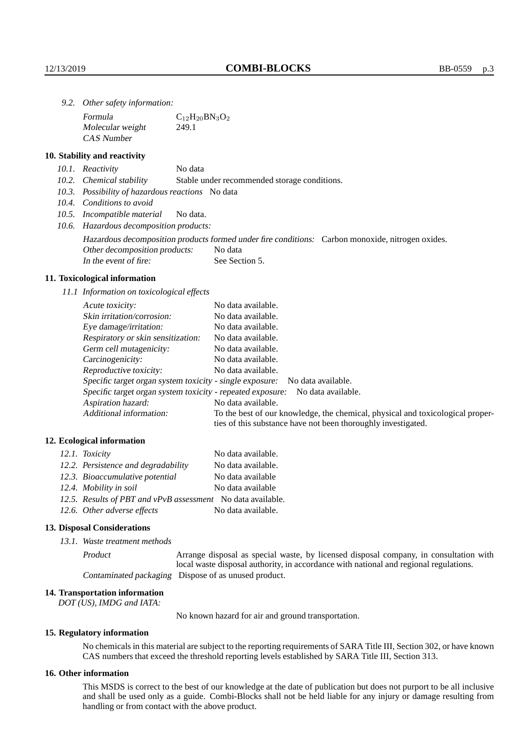*9.2. Other safety information:*

| | |
|---|---|
| *Formula* | $C_{12}H_{20}BN_3O_2$ |
| *Molecular weight* | 249.1 |
| *CAS Number* | |

## 10. Stability and reactivity

*10.1. Reactivity* No data

*10.2. Chemical stability* Stable under recommended storage conditions.

*10.3. Possibility of hazardous reactions* No data

*10.4. Conditions to avoid*

*10.5. Incompatible material* No data.

*10.6. Hazardous decomposition products:*

*Hazardous decomposition products formed under fire conditions:* Carbon monoxide, nitrogen oxides.

*Other decomposition products:* No data

*In the event of fire:* See Section 5.

## 11. Toxicological information

*11.1 Information on toxicological effects*

| | |
|---|---|
| *Acute toxicity:* | No data available. |
| *Skin irritation/corrosion:* | No data available. |
| *Eye damage/irritation:* | No data available. |
| *Respiratory or skin sensitization:* | No data available. |
| *Germ cell mutagenicity:* | No data available. |
| *Carcinogenicity:* | No data available. |
| *Reproductive toxicity:* | No data available. |
| *Specific target organ system toxicity - single exposure:* | No data available. |
| *Specific target organ system toxicity - repeated exposure:* | No data available. |
| *Aspiration hazard:* | No data available. |
| *Additional information:* | To the best of our knowledge, the chemical, physical and toxicological properties of this substance have not been thoroughly investigated. |

## 12. Ecological information

| | |
|---|---|
| *12.1. Toxicity* | No data available. |
| *12.2. Persistence and degradability* | No data available. |
| *12.3. Bioaccumulative potential* | No data available |
| *12.4. Mobility in soil* | No data available |
| *12.5. Results of PBT and vPvB assessment* | No data available. |
| *12.6. Other adverse effects* | No data available. |

## 13. Disposal Considerations

*13.1. Waste treatment methods*

*Product* Arrange disposal as special waste, by licensed disposal company, in consultation with local waste disposal authority, in accordance with national and regional regulations.

*Contaminated packaging* Dispose of as unused product.

## 14. Transportation information

*DOT (US), IMDG and IATA:*

No known hazard for air and ground transportation.

## 15. Regulatory information

No chemicals in this material are subject to the reporting requirements of SARA Title III, Section 302, or have known CAS numbers that exceed the threshold reporting levels established by SARA Title III, Section 313.

## 16. Other information

This MSDS is correct to the best of our knowledge at the date of publication but does not purport to be all inclusive and shall be used only as a guide. Combi-Blocks shall not be held liable for any injury or damage resulting from handling or from contact with the above product.